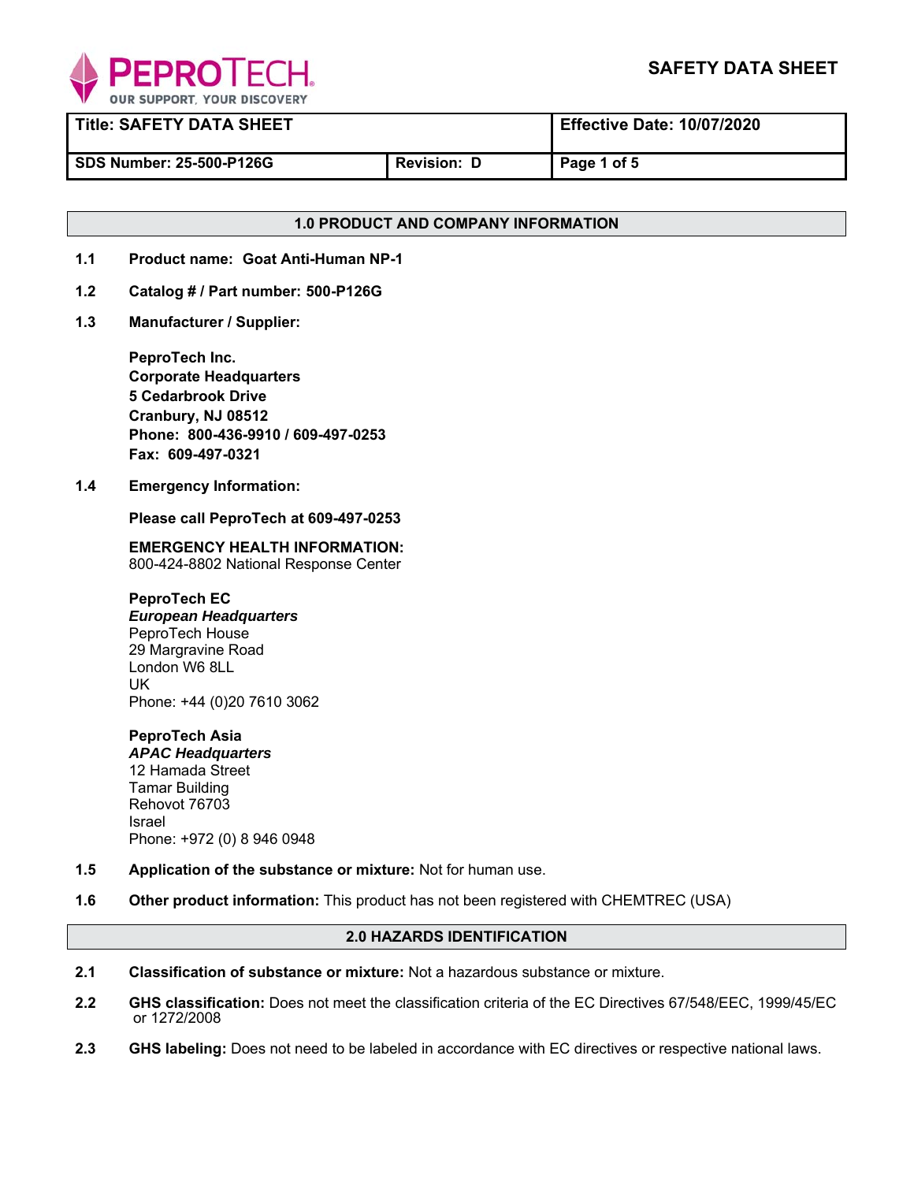**PEPROTECH**
OUR SUPPORT, YOUR DISCOVERY

# SAFETY DATA SHEET

| Title: SAFETY DATA SHEET | | Effective Date: 10/07/2020 |
|---|---|---|
| SDS Number: 25-500-P126G | Revision: D | Page 1 of 5 |

## 1.0 PRODUCT AND COMPANY INFORMATION

**1.1 Product name: Goat Anti-Human NP-1**

**1.2 Catalog # / Part number: 500-P126G**

**1.3 Manufacturer / Supplier:**

**PeproTech Inc.**
**Corporate Headquarters**
**5 Cedarbrook Drive**
**Cranbury, NJ 08512**
**Phone: 800-436-9910 / 609-497-0253**
**Fax: 609-497-0321**

**1.4 Emergency Information:**

**Please call PeproTech at 609-497-0253**

**EMERGENCY HEALTH INFORMATION:**
800-424-8802 National Response Center

**PeproTech EC**
***European Headquarters***
PeproTech House
29 Margravine Road
London W6 8LL
UK
Phone: +44 (0)20 7610 3062

**PeproTech Asia**
***APAC Headquarters***
12 Hamada Street
Tamar Building
Rehovot 76703
Israel
Phone: +972 (0) 8 946 0948

**1.5 Application of the substance or mixture:** Not for human use.

**1.6 Other product information:** This product has not been registered with CHEMTREC (USA)

## 2.0 HAZARDS IDENTIFICATION

**2.1 Classification of substance or mixture:** Not a hazardous substance or mixture.

**2.2 GHS classification:** Does not meet the classification criteria of the EC Directives 67/548/EEC, 1999/45/EC or 1272/2008

**2.3 GHS labeling:** Does not need to be labeled in accordance with EC directives or respective national laws.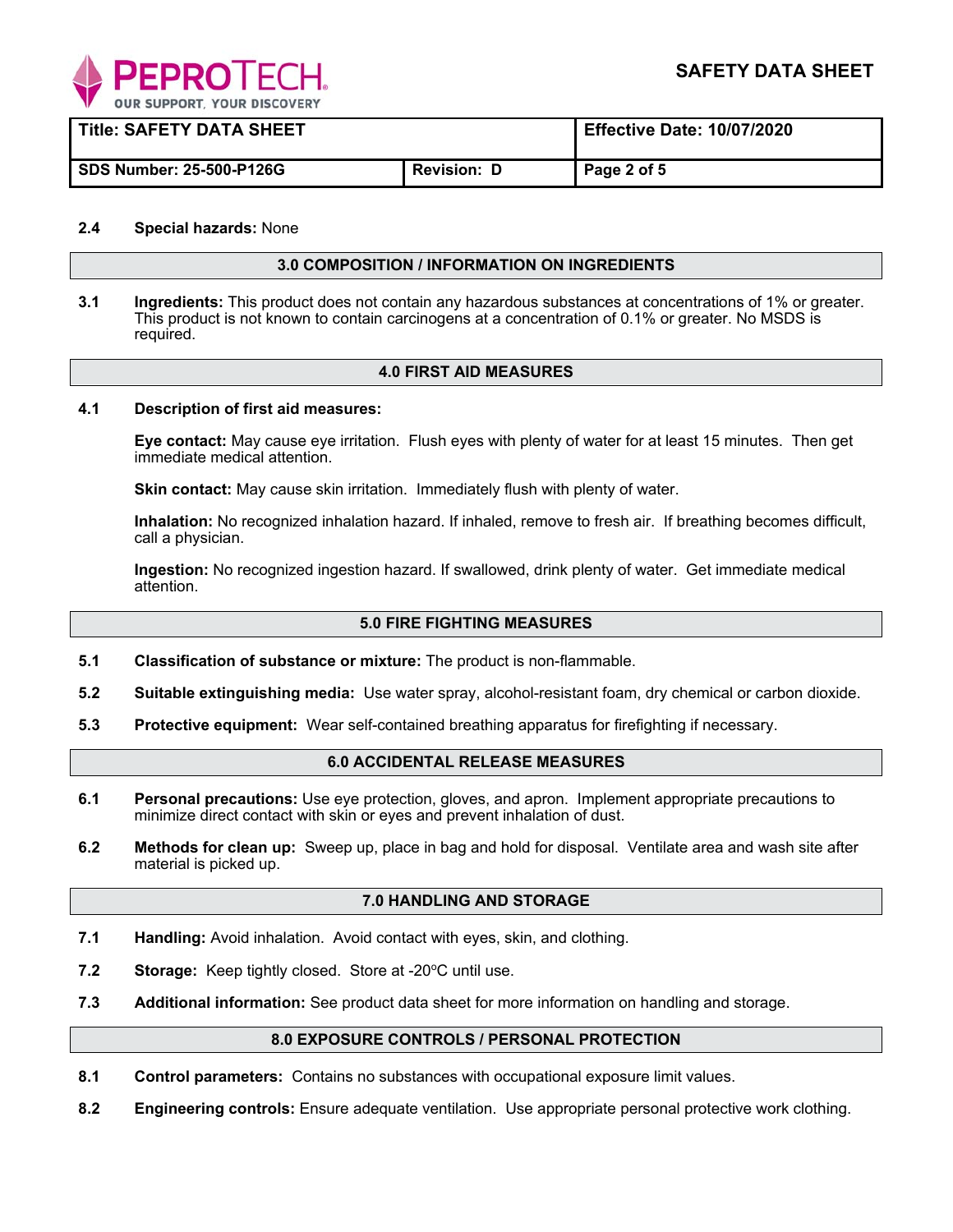**2.4** **Special hazards:** None

## 3.0 COMPOSITION / INFORMATION ON INGREDIENTS

**3.1** **Ingredients:** This product does not contain any hazardous substances at concentrations of 1% or greater. This product is not known to contain carcinogens at a concentration of 0.1% or greater. No MSDS is required.

## 4.0 FIRST AID MEASURES

**4.1** **Description of first aid measures:**

**Eye contact:** May cause eye irritation. Flush eyes with plenty of water for at least 15 minutes. Then get immediate medical attention.

**Skin contact:** May cause skin irritation. Immediately flush with plenty of water.

**Inhalation:** No recognized inhalation hazard. If inhaled, remove to fresh air. If breathing becomes difficult, call a physician.

**Ingestion:** No recognized ingestion hazard. If swallowed, drink plenty of water. Get immediate medical attention.

## 5.0 FIRE FIGHTING MEASURES

**5.1** **Classification of substance or mixture:** The product is non-flammable.

**5.2** **Suitable extinguishing media:** Use water spray, alcohol-resistant foam, dry chemical or carbon dioxide.

**5.3** **Protective equipment:** Wear self-contained breathing apparatus for firefighting if necessary.

## 6.0 ACCIDENTAL RELEASE MEASURES

**6.1** **Personal precautions:** Use eye protection, gloves, and apron. Implement appropriate precautions to minimize direct contact with skin or eyes and prevent inhalation of dust.

**6.2** **Methods for clean up:** Sweep up, place in bag and hold for disposal. Ventilate area and wash site after material is picked up.

## 7.0 HANDLING AND STORAGE

**7.1** **Handling:** Avoid inhalation. Avoid contact with eyes, skin, and clothing.

**7.2** **Storage:** Keep tightly closed. Store at -20ºC until use.

**7.3** **Additional information:** See product data sheet for more information on handling and storage.

## 8.0 EXPOSURE CONTROLS / PERSONAL PROTECTION

**8.1** **Control parameters:** Contains no substances with occupational exposure limit values.

**8.2** **Engineering controls:** Ensure adequate ventilation. Use appropriate personal protective work clothing.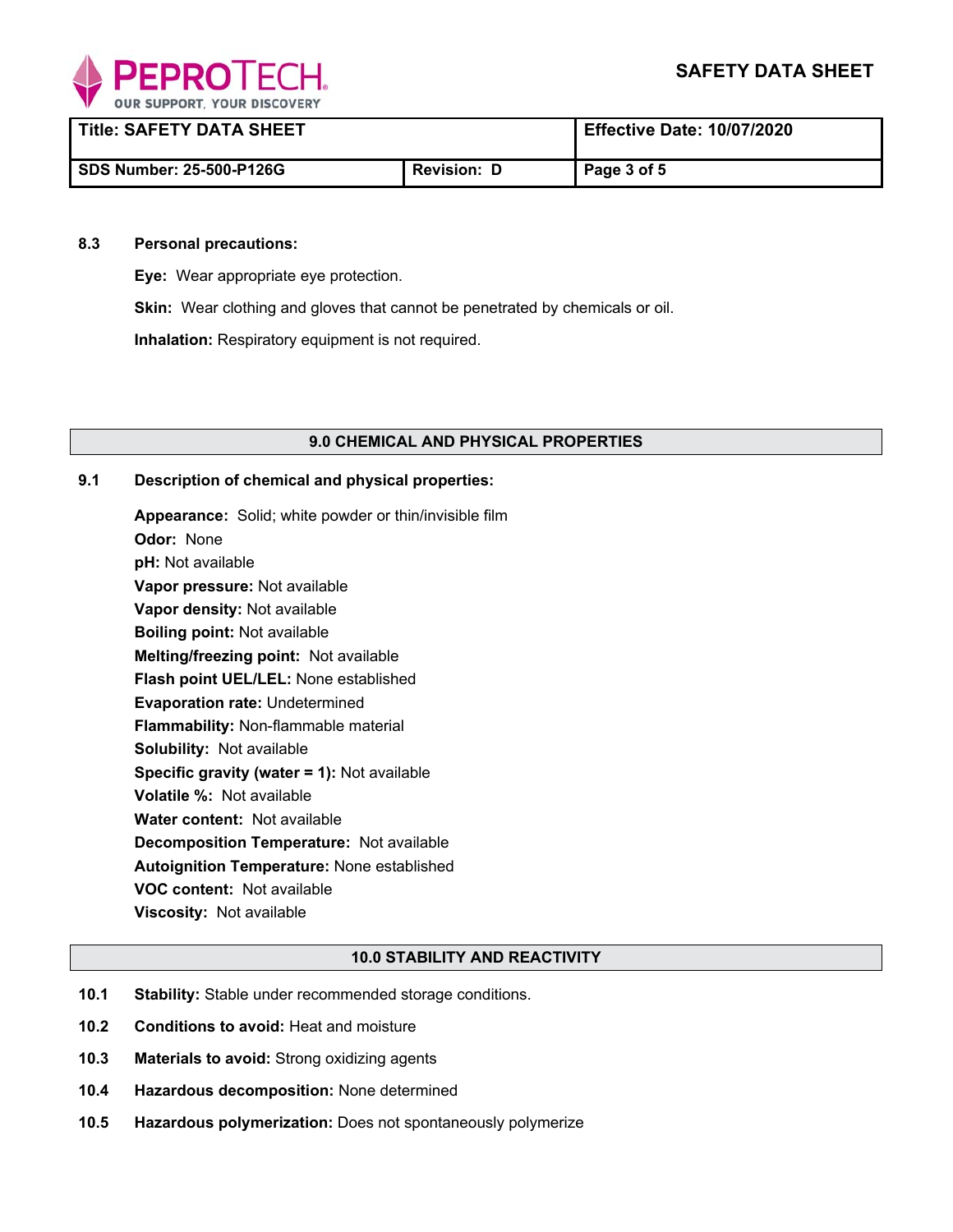**8.3 Personal precautions:**

**Eye:** Wear appropriate eye protection.

**Skin:** Wear clothing and gloves that cannot be penetrated by chemicals or oil.

**Inhalation:** Respiratory equipment is not required.

## 9.0 CHEMICAL AND PHYSICAL PROPERTIES

**9.1 Description of chemical and physical properties:**

**Appearance:** Solid; white powder or thin/invisible film
**Odor:** None
**pH:** Not available
**Vapor pressure:** Not available
**Vapor density:** Not available
**Boiling point:** Not available
**Melting/freezing point:** Not available
**Flash point UEL/LEL:** None established
**Evaporation rate:** Undetermined
**Flammability:** Non-flammable material
**Solubility:** Not available
**Specific gravity (water = 1):** Not available
**Volatile %:** Not available
**Water content:** Not available
**Decomposition Temperature:** Not available
**Autoignition Temperature:** None established
**VOC content:** Not available
**Viscosity:** Not available

## 10.0 STABILITY AND REACTIVITY

**10.1 Stability:** Stable under recommended storage conditions.

**10.2 Conditions to avoid:** Heat and moisture

**10.3 Materials to avoid:** Strong oxidizing agents

**10.4 Hazardous decomposition:** None determined

**10.5 Hazardous polymerization:** Does not spontaneously polymerize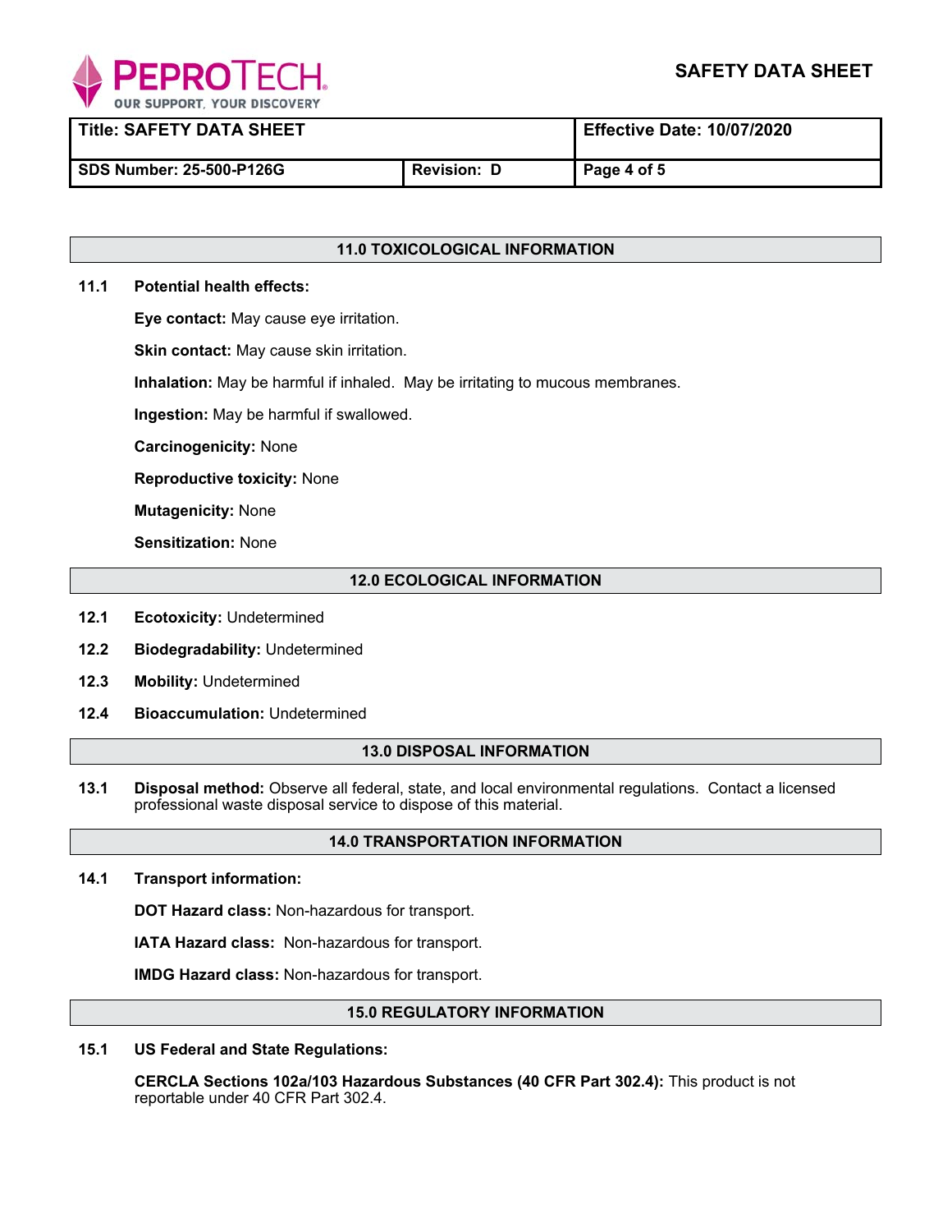## 11.0 TOXICOLOGICAL INFORMATION

**11.1 Potential health effects:**

**Eye contact:** May cause eye irritation.

**Skin contact:** May cause skin irritation.

**Inhalation:** May be harmful if inhaled. May be irritating to mucous membranes.

**Ingestion:** May be harmful if swallowed.

**Carcinogenicity:** None

**Reproductive toxicity:** None

**Mutagenicity:** None

**Sensitization:** None

## 12.0 ECOLOGICAL INFORMATION

**12.1 Ecotoxicity:** Undetermined

**12.2 Biodegradability:** Undetermined

**12.3 Mobility:** Undetermined

**12.4 Bioaccumulation:** Undetermined

## 13.0 DISPOSAL INFORMATION

**13.1 Disposal method:** Observe all federal, state, and local environmental regulations. Contact a licensed professional waste disposal service to dispose of this material.

## 14.0 TRANSPORTATION INFORMATION

**14.1 Transport information:**

**DOT Hazard class:** Non-hazardous for transport.

**IATA Hazard class:** Non-hazardous for transport.

**IMDG Hazard class:** Non-hazardous for transport.

## 15.0 REGULATORY INFORMATION

**15.1 US Federal and State Regulations:**

**CERCLA Sections 102a/103 Hazardous Substances (40 CFR Part 302.4):** This product is not reportable under 40 CFR Part 302.4.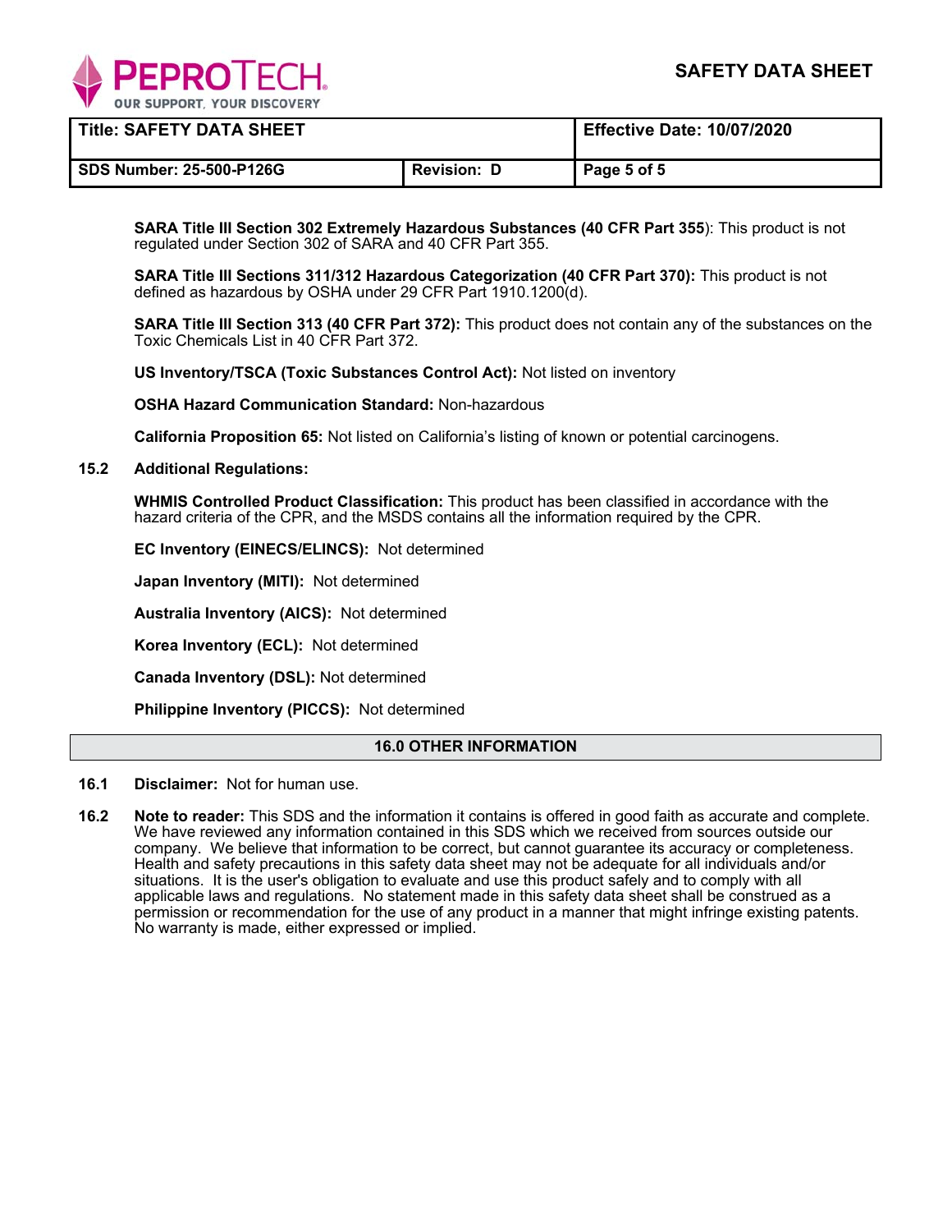**SARA Title III Section 302 Extremely Hazardous Substances (40 CFR Part 355**): This product is not regulated under Section 302 of SARA and 40 CFR Part 355.

**SARA Title III Sections 311/312 Hazardous Categorization (40 CFR Part 370):** This product is not defined as hazardous by OSHA under 29 CFR Part 1910.1200(d).

**SARA Title III Section 313 (40 CFR Part 372):** This product does not contain any of the substances on the Toxic Chemicals List in 40 CFR Part 372.

**US Inventory/TSCA (Toxic Substances Control Act):** Not listed on inventory

**OSHA Hazard Communication Standard:** Non-hazardous

**California Proposition 65:** Not listed on California's listing of known or potential carcinogens.

**15.2 Additional Regulations:**

**WHMIS Controlled Product Classification:** This product has been classified in accordance with the hazard criteria of the CPR, and the MSDS contains all the information required by the CPR.

**EC Inventory (EINECS/ELINCS):** Not determined

**Japan Inventory (MITI):** Not determined

**Australia Inventory (AICS):** Not determined

**Korea Inventory (ECL):** Not determined

**Canada Inventory (DSL):** Not determined

**Philippine Inventory (PICCS):** Not determined

## 16.0 OTHER INFORMATION

**16.1 Disclaimer:** Not for human use.

**16.2 Note to reader:** This SDS and the information it contains is offered in good faith as accurate and complete. We have reviewed any information contained in this SDS which we received from sources outside our company. We believe that information to be correct, but cannot guarantee its accuracy or completeness. Health and safety precautions in this safety data sheet may not be adequate for all individuals and/or situations. It is the user's obligation to evaluate and use this product safely and to comply with all applicable laws and regulations. No statement made in this safety data sheet shall be construed as a permission or recommendation for the use of any product in a manner that might infringe existing patents. No warranty is made, either expressed or implied.